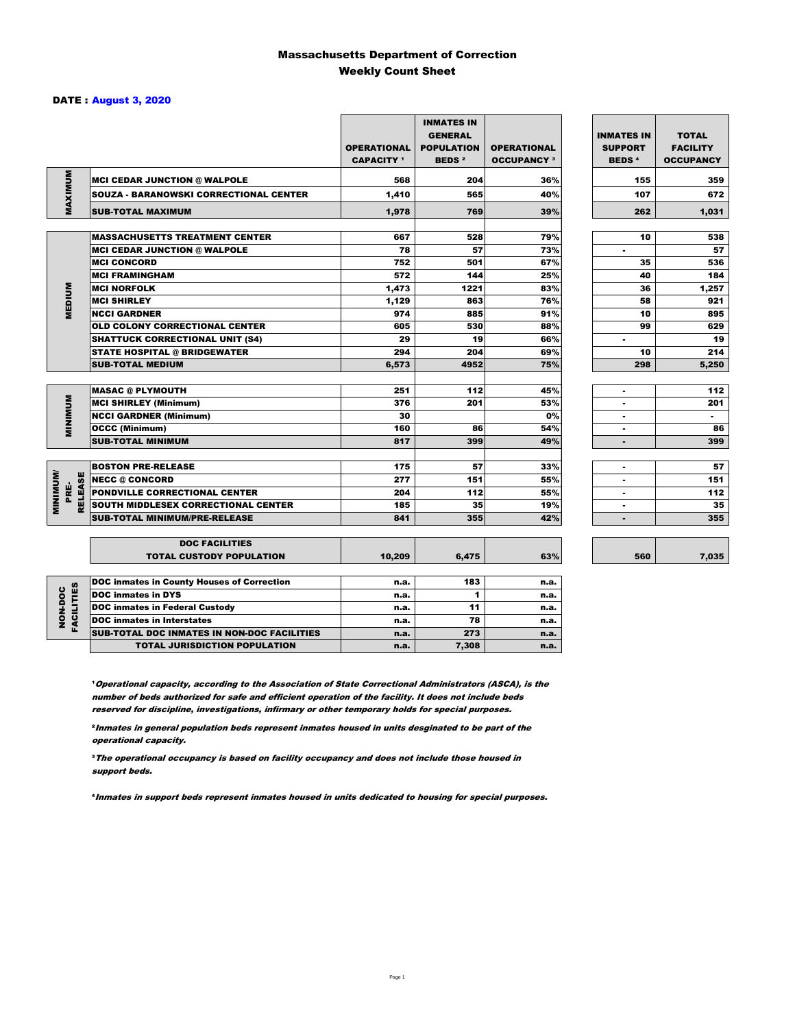# Massachusetts Department of Correction
## Weekly Count Sheet

**DATE : August 3, 2020**

| | | OPERATIONAL CAPACITY [1] | INMATES IN GENERAL POPULATION BEDS [2] | OPERATIONAL OCCUPANCY [3] | INMATES IN SUPPORT BEDS [4] | TOTAL FACILITY OCCUPANCY |
|---|---|---|---|---|---|---|
| MAXIMUM | MCI CEDAR JUNCTION @ WALPOLE | 568 | 204 | 36% | 155 | 359 |
| | SOUZA - BARANOWSKI CORRECTIONAL CENTER | 1,410 | 565 | 40% | 107 | 672 |
| | SUB-TOTAL MAXIMUM | 1,978 | 769 | 39% | 262 | 1,031 |
| MEDIUM | MASSACHUSETTS TREATMENT CENTER | 667 | 528 | 79% | 10 | 538 |
| | MCI CEDAR JUNCTION @ WALPOLE | 78 | 57 | 73% | - | 57 |
| | MCI CONCORD | 752 | 501 | 67% | 35 | 536 |
| | MCI FRAMINGHAM | 572 | 144 | 25% | 40 | 184 |
| | MCI NORFOLK | 1,473 | 1221 | 83% | 36 | 1,257 |
| | MCI SHIRLEY | 1,129 | 863 | 76% | 58 | 921 |
| | NCCI GARDNER | 974 | 885 | 91% | 10 | 895 |
| | OLD COLONY CORRECTIONAL CENTER | 605 | 530 | 88% | 99 | 629 |
| | SHATTUCK CORRECTIONAL UNIT (S4) | 29 | 19 | 66% | - | 19 |
| | STATE HOSPITAL @ BRIDGEWATER | 294 | 204 | 69% | 10 | 214 |
| | SUB-TOTAL MEDIUM | 6,573 | 4952 | 75% | 298 | 5,250 |
| MINIMUM | MASAC @ PLYMOUTH | 251 | 112 | 45% | - | 112 |
| | MCI SHIRLEY (Minimum) | 376 | 201 | 53% | - | 201 |
| | NCCI GARDNER (Minimum) | 30 | | 0% | - | - |
| | OCCC (Minimum) | 160 | 86 | 54% | - | 86 |
| | SUB-TOTAL MINIMUM | 817 | 399 | 49% | - | 399 |
| MINIMUM/ PRE-RELEASE | BOSTON PRE-RELEASE | 175 | 57 | 33% | - | 57 |
| | NECC @ CONCORD | 277 | 151 | 55% | - | 151 |
| | PONDVILLE CORRECTIONAL CENTER | 204 | 112 | 55% | - | 112 |
| | SOUTH MIDDLESEX CORRECTIONAL CENTER | 185 | 35 | 19% | - | 35 |
| | SUB-TOTAL MINIMUM/PRE-RELEASE | 841 | 355 | 42% | - | 355 |
| | DOC FACILITIES TOTAL CUSTODY POPULATION | 10,209 | 6,475 | 63% | 560 | 7,035 |
| NON-DOC FACILITIES | DOC inmates in County Houses of Correction | n.a. | 183 | n.a. | | |
| | DOC inmates in DYS | n.a. | 1 | n.a. | | |
| | DOC inmates in Federal Custody | n.a. | 11 | n.a. | | |
| | DOC inmates in Interstates | n.a. | 78 | n.a. | | |
| | SUB-TOTAL DOC INMATES IN NON-DOC FACILITIES | n.a. | 273 | n.a. | | |
| | TOTAL JURISDICTION POPULATION | n.a. | 7,308 | n.a. | | |

[1] *Operational capacity, according to the Association of State Correctional Administrators (ASCA), is the number of beds authorized for safe and efficient operation of the facility. It does not include beds reserved for discipline, investigations, infirmary or other temporary holds for special purposes.*

[2] *Inmates in general population beds represent inmates housed in units desginated to be part of the operational capacity.*

[3] *The operational occupancy is based on facility occupancy and does not include those housed in support beds.*

[4] *Inmates in support beds represent inmates housed in units dedicated to housing for special purposes.*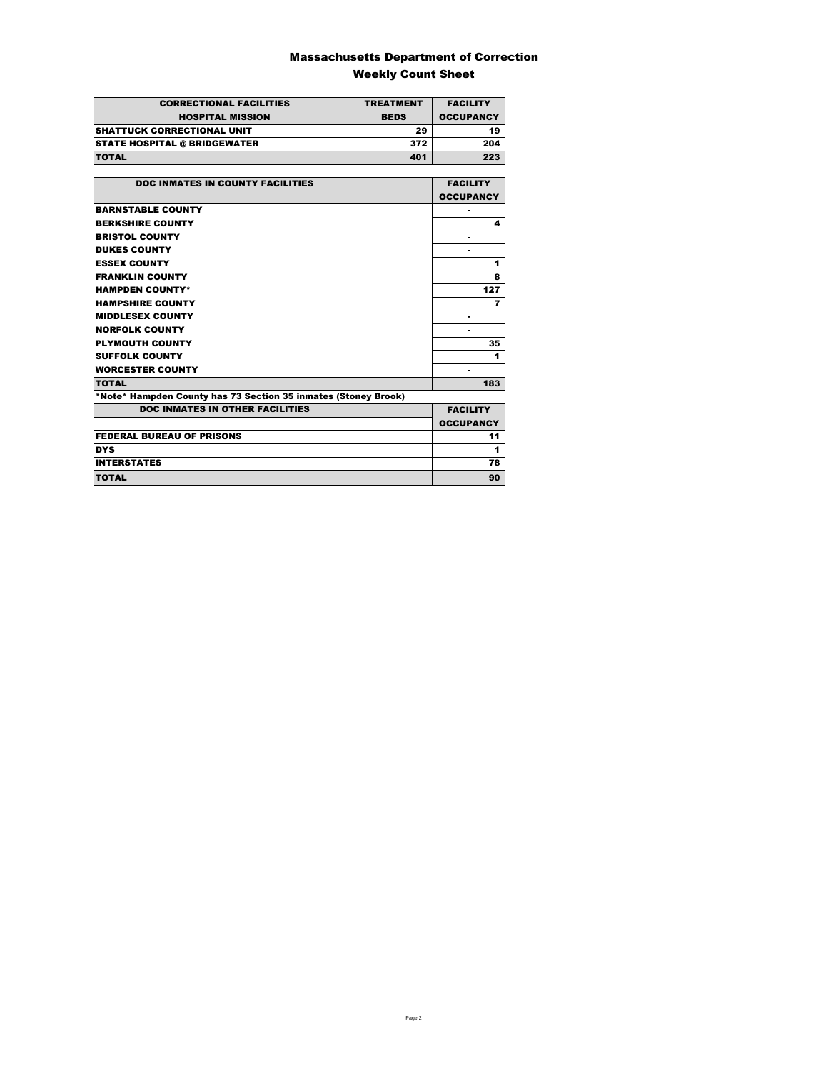# Massachusetts Department of Correction

## Weekly Count Sheet

| CORRECTIONAL FACILITIES HOSPITAL MISSION | TREATMENT BEDS | FACILITY OCCUPANCY |
|---|---|---|
| SHATTUCK CORRECTIONAL UNIT | 29 | 19 |
| STATE HOSPITAL @ BRIDGEWATER | 372 | 204 |
| TOTAL | 401 | 223 |

| DOC INMATES IN COUNTY FACILITIES | | FACILITY OCCUPANCY |
|---|---|---|
| BARNSTABLE COUNTY | | - |
| BERKSHIRE COUNTY | | 4 |
| BRISTOL COUNTY | | - |
| DUKES COUNTY | | - |
| ESSEX COUNTY | | 1 |
| FRANKLIN COUNTY | | 8 |
| HAMPDEN COUNTY* | | 127 |
| HAMPSHIRE COUNTY | | 7 |
| MIDDLESEX COUNTY | | - |
| NORFOLK COUNTY | | - |
| PLYMOUTH COUNTY | | 35 |
| SUFFOLK COUNTY | | 1 |
| WORCESTER COUNTY | | - |
| TOTAL | | 183 |

*Note* Hampden County has 73 Section 35 inmates (Stoney Brook)

| DOC INMATES IN OTHER FACILITIES | | FACILITY OCCUPANCY |
|---|---|---|
| FEDERAL BUREAU OF PRISONS | | 11 |
| DYS | | 1 |
| INTERSTATES | | 78 |
| TOTAL | | 90 |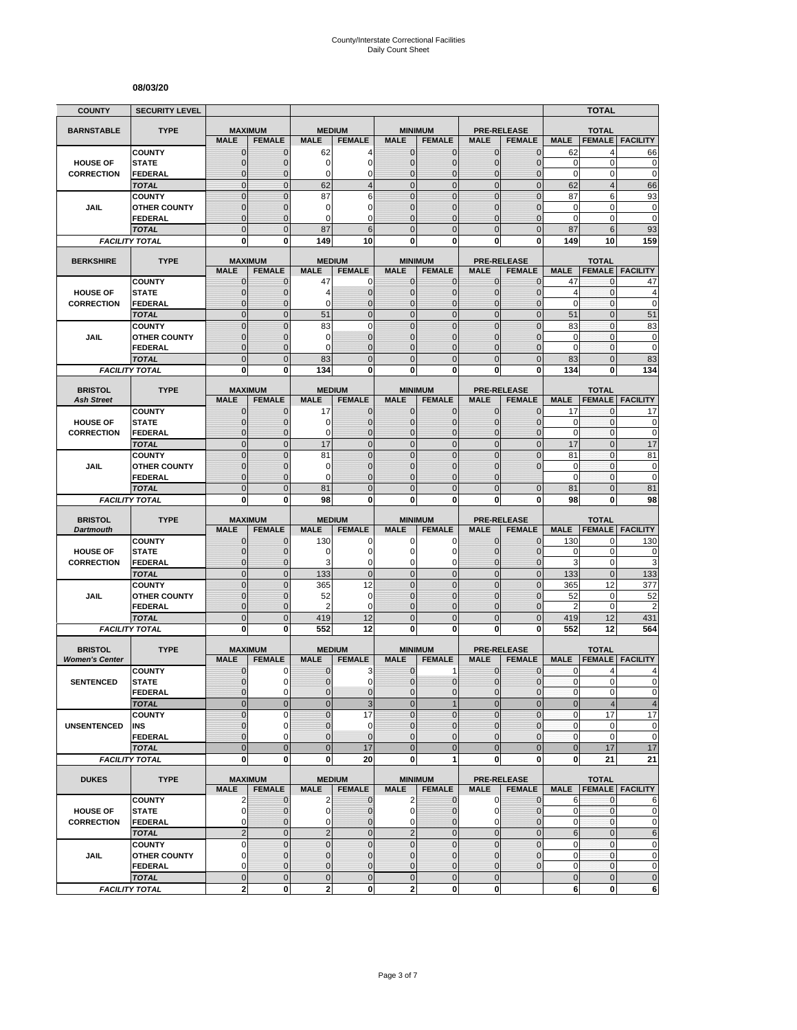# County/Interstate Correctional Facilities
Daily Count Sheet

**08/03/20**

| COUNTY | SECURITY LEVEL | | | | | | | | | | TOTAL | |
|---|---|---|---|---|---|---|---|---|---|---|---|---|
| **BARNSTABLE** | **TYPE** | **MAXIMUM** | | **MEDIUM** | | **MINIMUM** | | **PRE-RELEASE** | | **TOTAL** | | |
| | | **MALE** | **FEMALE** | **MALE** | **FEMALE** | **MALE** | **FEMALE** | **MALE** | **FEMALE** | **MALE** | **FEMALE** | **FACILITY** |
| **HOUSE OF CORRECTION** | COUNTY | 0 | 0 | 62 | 4 | 0 | 0 | 0 | 0 | 62 | 4 | 66 |
| | STATE | 0 | 0 | 0 | 0 | 0 | 0 | 0 | 0 | 0 | 0 | 0 |
| | FEDERAL | 0 | 0 | 0 | 0 | 0 | 0 | 0 | 0 | 0 | 0 | 0 |
| | *TOTAL* | 0 | 0 | 62 | 4 | 0 | 0 | 0 | 0 | 62 | 4 | 66 |
| **JAIL** | COUNTY | 0 | 0 | 87 | 6 | 0 | 0 | 0 | 0 | 87 | 6 | 93 |
| | OTHER COUNTY | 0 | 0 | 0 | 0 | 0 | 0 | 0 | 0 | 0 | 0 | 0 |
| | FEDERAL | 0 | 0 | 0 | 0 | 0 | 0 | 0 | 0 | 0 | 0 | 0 |
| | *TOTAL* | 0 | 0 | 87 | 6 | 0 | 0 | 0 | 0 | 87 | 6 | 93 |
| *FACILITY TOTAL* | | **0** | **0** | **149** | **10** | **0** | **0** | **0** | **0** | **149** | **10** | **159** |

| BERKSHIRE | TYPE | MAXIMUM | | MEDIUM | | MINIMUM | | PRE-RELEASE | | TOTAL | | |
|---|---|---|---|---|---|---|---|---|---|---|---|---|
| | | **MALE** | **FEMALE** | **MALE** | **FEMALE** | **MALE** | **FEMALE** | **MALE** | **FEMALE** | **MALE** | **FEMALE** | **FACILITY** |
| **HOUSE OF CORRECTION** | COUNTY | 0 | 0 | 47 | 0 | 0 | 0 | 0 | 0 | 47 | 0 | 47 |
| | STATE | 0 | 0 | 4 | 0 | 0 | 0 | 0 | 0 | 4 | 0 | 4 |
| | FEDERAL | 0 | 0 | 0 | 0 | 0 | 0 | 0 | 0 | 0 | 0 | 0 |
| | *TOTAL* | 0 | 0 | 51 | 0 | 0 | 0 | 0 | 0 | 51 | 0 | 51 |
| **JAIL** | COUNTY | 0 | 0 | 83 | 0 | 0 | 0 | 0 | 0 | 83 | 0 | 83 |
| | OTHER COUNTY | 0 | 0 | 0 | 0 | 0 | 0 | 0 | 0 | 0 | 0 | 0 |
| | FEDERAL | 0 | 0 | 0 | 0 | 0 | 0 | 0 | 0 | 0 | 0 | 0 |
| | *TOTAL* | 0 | 0 | 83 | 0 | 0 | 0 | 0 | 0 | 83 | 0 | 83 |
| *FACILITY TOTAL* | | **0** | **0** | **134** | **0** | **0** | **0** | **0** | **0** | **134** | **0** | **134** |

| BRISTOL *Ash Street* | TYPE | MAXIMUM | | MEDIUM | | MINIMUM | | PRE-RELEASE | | TOTAL | | |
|---|---|---|---|---|---|---|---|---|---|---|---|---|
| | | **MALE** | **FEMALE** | **MALE** | **FEMALE** | **MALE** | **FEMALE** | **MALE** | **FEMALE** | **MALE** | **FEMALE** | **FACILITY** |
| **HOUSE OF CORRECTION** | COUNTY | 0 | 0 | 17 | 0 | 0 | 0 | 0 | 0 | 17 | 0 | 17 |
| | STATE | 0 | 0 | 0 | 0 | 0 | 0 | 0 | 0 | 0 | 0 | 0 |
| | FEDERAL | 0 | 0 | 0 | 0 | 0 | 0 | 0 | 0 | 0 | 0 | 0 |
| | *TOTAL* | 0 | 0 | 17 | 0 | 0 | 0 | 0 | 0 | 17 | 0 | 17 |
| **JAIL** | COUNTY | 0 | 0 | 81 | 0 | 0 | 0 | 0 | 0 | 81 | 0 | 81 |
| | OTHER COUNTY | 0 | 0 | 0 | 0 | 0 | 0 | 0 | 0 | 0 | 0 | 0 |
| | FEDERAL | 0 | 0 | 0 | 0 | 0 | 0 | 0 | | 0 | 0 | 0 |
| | *TOTAL* | 0 | 0 | 81 | 0 | 0 | 0 | 0 | 0 | 81 | 0 | 81 |
| *FACILITY TOTAL* | | **0** | **0** | **98** | **0** | **0** | **0** | **0** | **0** | **98** | **0** | **98** |

| BRISTOL *Dartmouth* | TYPE | MAXIMUM | | MEDIUM | | MINIMUM | | PRE-RELEASE | | TOTAL | | |
|---|---|---|---|---|---|---|---|---|---|---|---|---|
| | | **MALE** | **FEMALE** | **MALE** | **FEMALE** | **MALE** | **FEMALE** | **MALE** | **FEMALE** | **MALE** | **FEMALE** | **FACILITY** |
| **HOUSE OF CORRECTION** | COUNTY | 0 | 0 | 130 | 0 | 0 | 0 | 0 | 0 | 130 | 0 | 130 |
| | STATE | 0 | 0 | 0 | 0 | 0 | 0 | 0 | 0 | 0 | 0 | 0 |
| | FEDERAL | 0 | 0 | 3 | 0 | 0 | 0 | 0 | 0 | 3 | 0 | 3 |
| | *TOTAL* | 0 | 0 | 133 | 0 | 0 | 0 | 0 | 0 | 133 | 0 | 133 |
| **JAIL** | COUNTY | 0 | 0 | 365 | 12 | 0 | 0 | 0 | 0 | 365 | 12 | 377 |
| | OTHER COUNTY | 0 | 0 | 52 | 0 | 0 | 0 | 0 | 0 | 52 | 0 | 52 |
| | FEDERAL | 0 | 0 | 2 | 0 | 0 | 0 | 0 | 0 | 2 | 0 | 2 |
| | *TOTAL* | 0 | 0 | 419 | 12 | 0 | 0 | 0 | 0 | 419 | 12 | 431 |
| *FACILITY TOTAL* | | **0** | **0** | **552** | **12** | **0** | **0** | **0** | **0** | **552** | **12** | **564** |

| BRISTOL *Women's Center* | TYPE | MAXIMUM | | MEDIUM | | MINIMUM | | PRE-RELEASE | | TOTAL | | |
|---|---|---|---|---|---|---|---|---|---|---|---|---|
| | | **MALE** | **FEMALE** | **MALE** | **FEMALE** | **MALE** | **FEMALE** | **MALE** | **FEMALE** | **MALE** | **FEMALE** | **FACILITY** |
| **SENTENCED** | COUNTY | 0 | 0 | 0 | 3 | 0 | 1 | 0 | 0 | 0 | 4 | 4 |
| | STATE | 0 | 0 | 0 | 0 | 0 | 0 | 0 | 0 | 0 | 0 | 0 |
| | FEDERAL | 0 | 0 | 0 | 0 | 0 | 0 | 0 | 0 | 0 | 0 | 0 |
| | *TOTAL* | 0 | 0 | 0 | 3 | 0 | 1 | 0 | 0 | 0 | 4 | 4 |
| **UNSENTENCED** | COUNTY | 0 | 0 | 0 | 17 | 0 | 0 | 0 | 0 | 0 | 17 | 17 |
| | INS | 0 | 0 | 0 | 0 | 0 | 0 | 0 | 0 | 0 | 0 | 0 |
| | FEDERAL | 0 | 0 | 0 | 0 | 0 | 0 | 0 | 0 | 0 | 0 | 0 |
| | *TOTAL* | 0 | 0 | 0 | 17 | 0 | 0 | 0 | 0 | 0 | 17 | 17 |
| *FACILITY TOTAL* | | **0** | **0** | **0** | **20** | **0** | **1** | **0** | **0** | **0** | **21** | **21** |

| DUKES | TYPE | MAXIMUM | | MEDIUM | | MINIMUM | | PRE-RELEASE | | TOTAL | | |
|---|---|---|---|---|---|---|---|---|---|---|---|---|
| | | **MALE** | **FEMALE** | **MALE** | **FEMALE** | **MALE** | **FEMALE** | **MALE** | **FEMALE** | **MALE** | **FEMALE** | **FACILITY** |
| **HOUSE OF CORRECTION** | COUNTY | 2 | 0 | 2 | 0 | 2 | 0 | 0 | 0 | 6 | 0 | 6 |
| | STATE | 0 | 0 | 0 | 0 | 0 | 0 | 0 | 0 | 0 | 0 | 0 |
| | FEDERAL | 0 | 0 | 0 | 0 | 0 | 0 | 0 | 0 | 0 | 0 | 0 |
| | *TOTAL* | 2 | 0 | 2 | 0 | 2 | 0 | 0 | 0 | 6 | 0 | 6 |
| **JAIL** | COUNTY | 0 | 0 | 0 | 0 | 0 | 0 | 0 | 0 | 0 | 0 | 0 |
| | OTHER COUNTY | 0 | 0 | 0 | 0 | 0 | 0 | 0 | 0 | 0 | 0 | 0 |
| | FEDERAL | 0 | 0 | 0 | 0 | 0 | 0 | 0 | 0 | 0 | 0 | 0 |
| | *TOTAL* | 0 | 0 | 0 | 0 | 0 | 0 | 0 | | 0 | 0 | 0 |
| *FACILITY TOTAL* | | **2** | **0** | **2** | **0** | **2** | **0** | **0** | | **6** | **0** | **6** |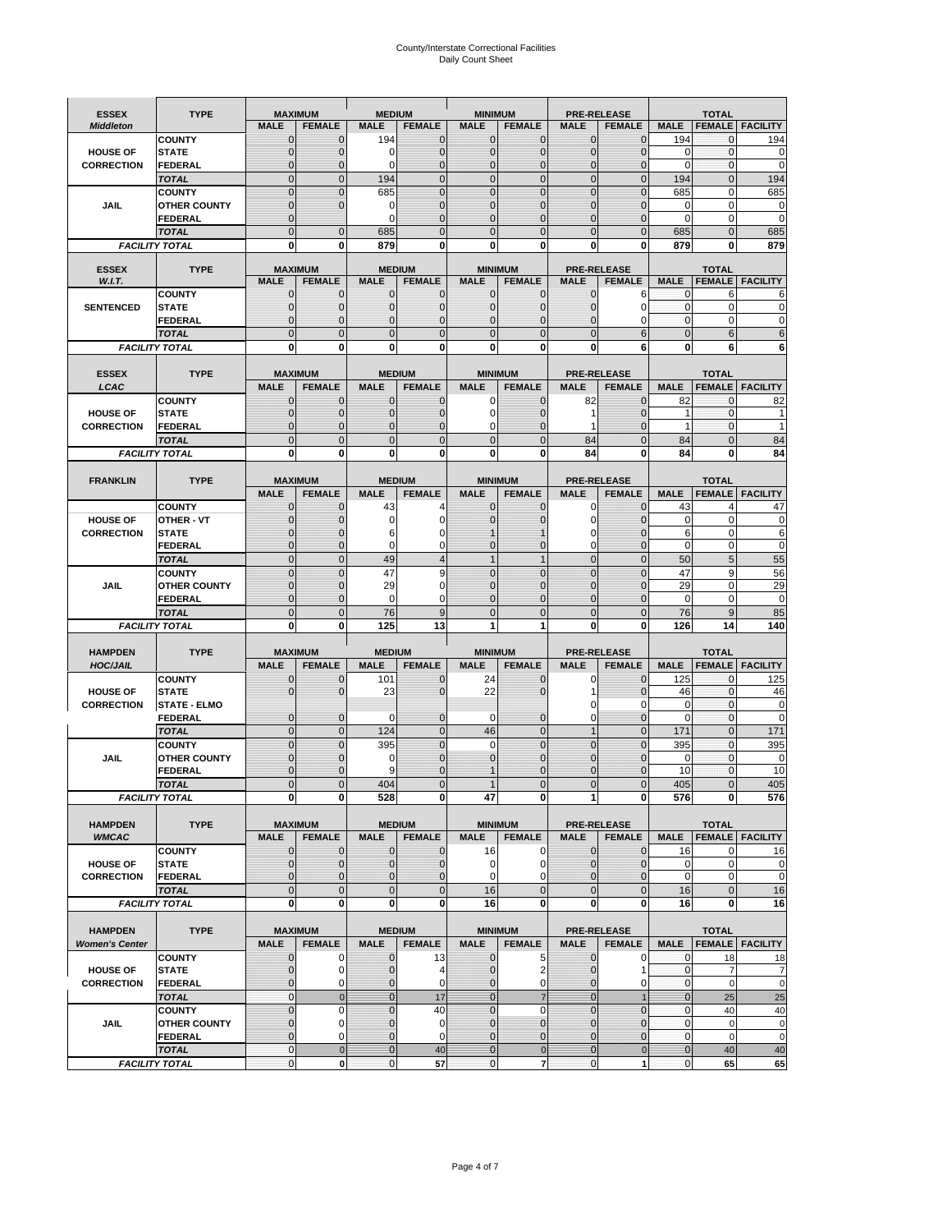# County/Interstate Correctional Facilities
## Daily Count Sheet

| ESSEX *Middleton* | TYPE | MAXIMUM MALE | MAXIMUM FEMALE | MEDIUM MALE | MEDIUM FEMALE | MINIMUM MALE | MINIMUM FEMALE | PRE-RELEASE MALE | PRE-RELEASE FEMALE | TOTAL MALE | TOTAL FEMALE | TOTAL FACILITY |
|---|---|---|---|---|---|---|---|---|---|---|---|---|
| HOUSE OF CORRECTION | COUNTY | 0 | 0 | 194 | 0 | 0 | 0 | 0 | 0 | 194 | 0 | 194 |
| | STATE | 0 | 0 | 0 | 0 | 0 | 0 | 0 | 0 | 0 | 0 | 0 |
| | FEDERAL | 0 | 0 | 0 | 0 | 0 | 0 | 0 | 0 | 0 | 0 | 0 |
| | *TOTAL* | 0 | 0 | 194 | 0 | 0 | 0 | 0 | 0 | 194 | 0 | 194 |
| JAIL | COUNTY | 0 | 0 | 685 | 0 | 0 | 0 | 0 | 0 | 685 | 0 | 685 |
| | OTHER COUNTY | 0 | 0 | 0 | 0 | 0 | 0 | 0 | 0 | 0 | 0 | 0 |
| | FEDERAL | 0 | | 0 | 0 | 0 | 0 | 0 | 0 | 0 | 0 | 0 |
| | *TOTAL* | 0 | 0 | 685 | 0 | 0 | 0 | 0 | 0 | 685 | 0 | 685 |
| *FACILITY TOTAL* | | **0** | **0** | **879** | **0** | **0** | **0** | **0** | **0** | **879** | **0** | **879** |

| ESSEX *W.I.T.* | TYPE | MAXIMUM MALE | MAXIMUM FEMALE | MEDIUM MALE | MEDIUM FEMALE | MINIMUM MALE | MINIMUM FEMALE | PRE-RELEASE MALE | PRE-RELEASE FEMALE | TOTAL MALE | TOTAL FEMALE | TOTAL FACILITY |
|---|---|---|---|---|---|---|---|---|---|---|---|---|
| SENTENCED | COUNTY | 0 | 0 | 0 | 0 | 0 | 0 | 0 | 6 | 0 | 6 | 6 |
| | STATE | 0 | 0 | 0 | 0 | 0 | 0 | 0 | 0 | 0 | 0 | 0 |
| | FEDERAL | 0 | 0 | 0 | 0 | 0 | 0 | 0 | 0 | 0 | 0 | 0 |
| | *TOTAL* | 0 | 0 | 0 | 0 | 0 | 0 | 0 | 6 | 0 | 6 | 6 |
| *FACILITY TOTAL* | | **0** | **0** | **0** | **0** | **0** | **0** | **0** | **6** | **0** | **6** | **6** |

| ESSEX *LCAC* | TYPE | MAXIMUM MALE | MAXIMUM FEMALE | MEDIUM MALE | MEDIUM FEMALE | MINIMUM MALE | MINIMUM FEMALE | PRE-RELEASE MALE | PRE-RELEASE FEMALE | TOTAL MALE | TOTAL FEMALE | TOTAL FACILITY |
|---|---|---|---|---|---|---|---|---|---|---|---|---|
| HOUSE OF CORRECTION | COUNTY | 0 | 0 | 0 | 0 | 0 | 0 | 82 | 0 | 82 | 0 | 82 |
| | STATE | 0 | 0 | 0 | 0 | 0 | 0 | 1 | 0 | 1 | 0 | 1 |
| | FEDERAL | 0 | 0 | 0 | 0 | 0 | 0 | 1 | 0 | 1 | 0 | 1 |
| | *TOTAL* | 0 | 0 | 0 | 0 | 0 | 0 | 84 | 0 | 84 | 0 | 84 |
| *FACILITY TOTAL* | | **0** | **0** | **0** | **0** | **0** | **0** | **84** | **0** | **84** | **0** | **84** |

| FRANKLIN | TYPE | MAXIMUM MALE | MAXIMUM FEMALE | MEDIUM MALE | MEDIUM FEMALE | MINIMUM MALE | MINIMUM FEMALE | PRE-RELEASE MALE | PRE-RELEASE FEMALE | TOTAL MALE | TOTAL FEMALE | TOTAL FACILITY |
|---|---|---|---|---|---|---|---|---|---|---|---|---|
| HOUSE OF CORRECTION | COUNTY | 0 | 0 | 43 | 4 | 0 | 0 | 0 | 0 | 43 | 4 | 47 |
| | OTHER - VT | 0 | 0 | 0 | 0 | 0 | 0 | 0 | 0 | 0 | 0 | 0 |
| | STATE | 0 | 0 | 6 | 0 | 1 | 1 | 0 | 0 | 6 | 0 | 6 |
| | FEDERAL | 0 | 0 | 0 | 0 | 0 | 0 | 0 | 0 | 0 | 0 | 0 |
| | *TOTAL* | 0 | 0 | 49 | 4 | 1 | 1 | 0 | 0 | 50 | 5 | 55 |
| JAIL | COUNTY | 0 | 0 | 47 | 9 | 0 | 0 | 0 | 0 | 47 | 9 | 56 |
| | OTHER COUNTY | 0 | 0 | 29 | 0 | 0 | 0 | 0 | 0 | 29 | 0 | 29 |
| | FEDERAL | 0 | 0 | 0 | 0 | 0 | 0 | 0 | 0 | 0 | 0 | 0 |
| | *TOTAL* | 0 | 0 | 76 | 9 | 0 | 0 | 0 | 0 | 76 | 9 | 85 |
| *FACILITY TOTAL* | | **0** | **0** | **125** | **13** | **1** | **1** | **0** | **0** | **126** | **14** | **140** |

| HAMPDEN *HOC/JAIL* | TYPE | MAXIMUM MALE | MAXIMUM FEMALE | MEDIUM MALE | MEDIUM FEMALE | MINIMUM MALE | MINIMUM FEMALE | PRE-RELEASE MALE | PRE-RELEASE FEMALE | TOTAL MALE | TOTAL FEMALE | TOTAL FACILITY |
|---|---|---|---|---|---|---|---|---|---|---|---|---|
| HOUSE OF CORRECTION | COUNTY | 0 | 0 | 101 | 0 | 24 | 0 | 0 | 0 | 125 | 0 | 125 |
| | STATE | 0 | 0 | 23 | 0 | 22 | 0 | 1 | 0 | 46 | 0 | 46 |
| | STATE - ELMO | | | | | | | 0 | 0 | 0 | 0 | 0 |
| | FEDERAL | 0 | 0 | 0 | 0 | 0 | 0 | 0 | 0 | 0 | 0 | 0 |
| | *TOTAL* | 0 | 0 | 124 | 0 | 46 | 0 | 1 | 0 | 171 | 0 | 171 |
| JAIL | COUNTY | 0 | 0 | 395 | 0 | 0 | 0 | 0 | 0 | 395 | 0 | 395 |
| | OTHER COUNTY | 0 | 0 | 0 | 0 | 0 | 0 | 0 | 0 | 0 | 0 | 0 |
| | FEDERAL | 0 | 0 | 9 | 0 | 1 | 0 | 0 | 0 | 10 | 0 | 10 |
| | *TOTAL* | 0 | 0 | 404 | 0 | 1 | 0 | 0 | 0 | 405 | 0 | 405 |
| *FACILITY TOTAL* | | **0** | **0** | **528** | **0** | **47** | **0** | **1** | **0** | **576** | **0** | **576** |

| HAMPDEN *WMCAC* | TYPE | MAXIMUM MALE | MAXIMUM FEMALE | MEDIUM MALE | MEDIUM FEMALE | MINIMUM MALE | MINIMUM FEMALE | PRE-RELEASE MALE | PRE-RELEASE FEMALE | TOTAL MALE | TOTAL FEMALE | TOTAL FACILITY |
|---|---|---|---|---|---|---|---|---|---|---|---|---|
| HOUSE OF CORRECTION | COUNTY | 0 | 0 | 0 | 0 | 16 | 0 | 0 | 0 | 16 | 0 | 16 |
| | STATE | 0 | 0 | 0 | 0 | 0 | 0 | 0 | 0 | 0 | 0 | 0 |
| | FEDERAL | 0 | 0 | 0 | 0 | 0 | 0 | 0 | 0 | 0 | 0 | 0 |
| | *TOTAL* | 0 | 0 | 0 | 0 | 16 | 0 | 0 | 0 | 16 | 0 | 16 |
| *FACILITY TOTAL* | | **0** | **0** | **0** | **0** | **16** | **0** | **0** | **0** | **16** | **0** | **16** |

| HAMPDEN *Women's Center* | TYPE | MAXIMUM MALE | MAXIMUM FEMALE | MEDIUM MALE | MEDIUM FEMALE | MINIMUM MALE | MINIMUM FEMALE | PRE-RELEASE MALE | PRE-RELEASE FEMALE | TOTAL MALE | TOTAL FEMALE | TOTAL FACILITY |
|---|---|---|---|---|---|---|---|---|---|---|---|---|
| HOUSE OF CORRECTION | COUNTY | 0 | 0 | 0 | 13 | 0 | 5 | 0 | 0 | 0 | 18 | 18 |
| | STATE | 0 | 0 | 0 | 4 | 0 | 2 | 0 | 1 | 0 | 7 | 7 |
| | FEDERAL | 0 | 0 | 0 | 0 | 0 | 0 | 0 | 0 | 0 | 0 | 0 |
| | *TOTAL* | 0 | 0 | 0 | 17 | 0 | 7 | 0 | 1 | 0 | 25 | 25 |
| JAIL | COUNTY | 0 | 0 | 0 | 40 | 0 | 0 | 0 | 0 | 0 | 40 | 40 |
| | OTHER COUNTY | 0 | 0 | 0 | 0 | 0 | 0 | 0 | 0 | 0 | 0 | 0 |
| | FEDERAL | 0 | 0 | 0 | 0 | 0 | 0 | 0 | 0 | 0 | 0 | 0 |
| | *TOTAL* | 0 | 0 | 0 | 40 | 0 | 0 | 0 | 0 | 0 | 40 | 40 |
| *FACILITY TOTAL* | | **0** | **0** | **0** | **57** | **0** | **7** | **0** | **1** | **0** | **65** | **65** |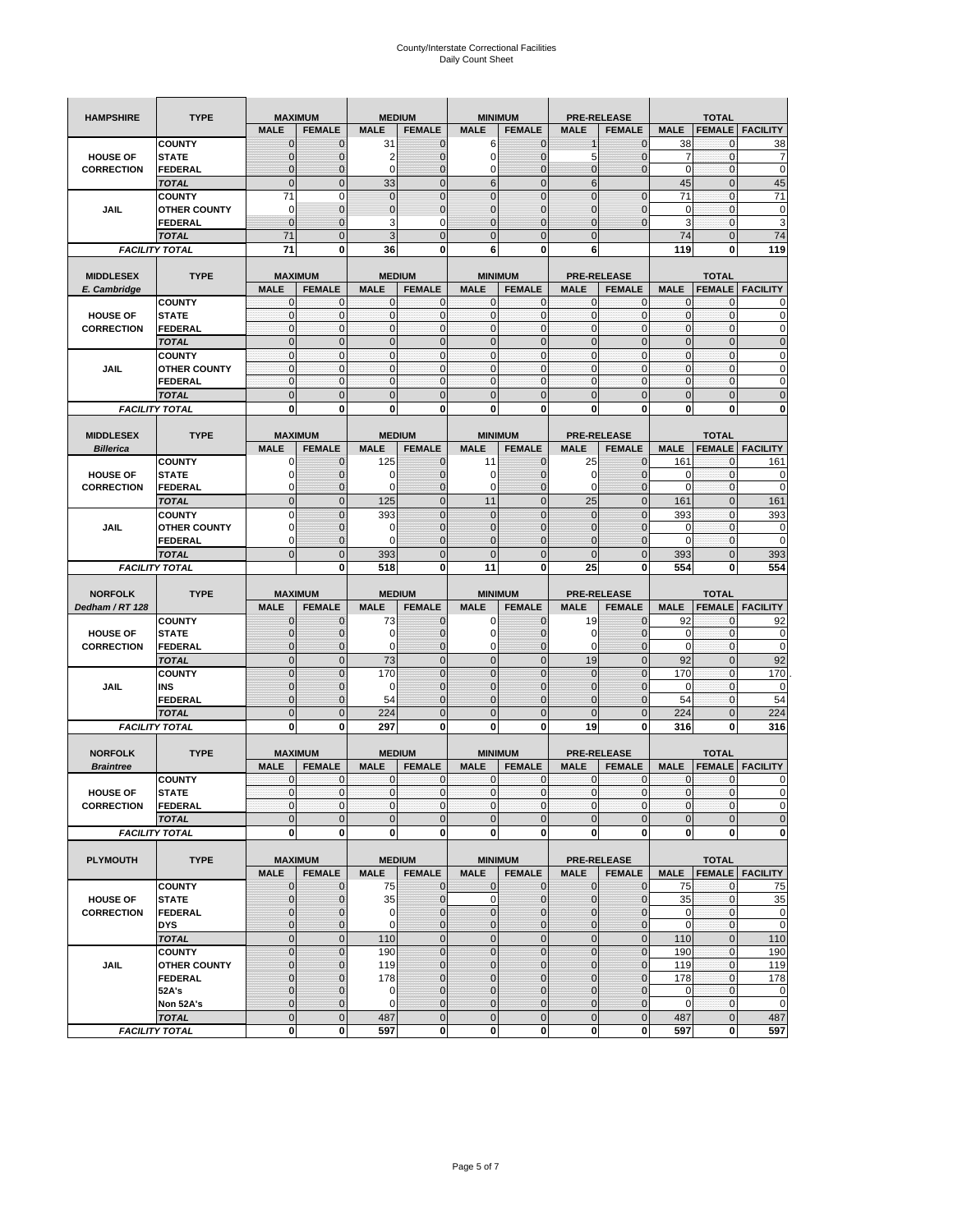# County/Interstate Correctional Facilities
## Daily Count Sheet

| HAMPSHIRE | TYPE | MAXIMUM | | MEDIUM | | MINIMUM | | PRE-RELEASE | | TOTAL | | |
|---|---|---|---|---|---|---|---|---|---|---|---|---|
| | | MALE | FEMALE | MALE | FEMALE | MALE | FEMALE | MALE | FEMALE | MALE | FEMALE | FACILITY |
| HOUSE OF CORRECTION | COUNTY | 0 | 0 | 31 | 0 | 6 | 0 | 1 | 0 | 38 | 0 | 38 |
| | STATE | 0 | 0 | 2 | 0 | 0 | 0 | 5 | 0 | 7 | 0 | 7 |
| | FEDERAL | 0 | 0 | 0 | 0 | 0 | 0 | 0 | 0 | 0 | 0 | 0 |
| | TOTAL | 0 | 0 | 33 | 0 | 6 | 0 | 6 | | 45 | 0 | 45 |
| JAIL | COUNTY | 71 | 0 | 0 | 0 | 0 | 0 | 0 | 0 | 71 | 0 | 71 |
| | OTHER COUNTY | 0 | 0 | 0 | 0 | 0 | 0 | 0 | 0 | 0 | 0 | 0 |
| | FEDERAL | 0 | 0 | 3 | 0 | 0 | 0 | 0 | 0 | 3 | 0 | 3 |
| | TOTAL | 71 | 0 | 3 | 0 | 0 | 0 | 0 | | 74 | 0 | 74 |
| FACILITY TOTAL | | 71 | 0 | 36 | 0 | 6 | 0 | 6 | | 119 | 0 | 119 |

| MIDDLESEX E. Cambridge | TYPE | MAXIMUM | | MEDIUM | | MINIMUM | | PRE-RELEASE | | TOTAL | | |
|---|---|---|---|---|---|---|---|---|---|---|---|---|
| | | MALE | FEMALE | MALE | FEMALE | MALE | FEMALE | MALE | FEMALE | MALE | FEMALE | FACILITY |
| HOUSE OF CORRECTION | COUNTY | 0 | 0 | 0 | 0 | 0 | 0 | 0 | 0 | 0 | 0 | 0 |
| | STATE | 0 | 0 | 0 | 0 | 0 | 0 | 0 | 0 | 0 | 0 | 0 |
| | FEDERAL | 0 | 0 | 0 | 0 | 0 | 0 | 0 | 0 | 0 | 0 | 0 |
| | TOTAL | 0 | 0 | 0 | 0 | 0 | 0 | 0 | 0 | 0 | 0 | 0 |
| JAIL | COUNTY | 0 | 0 | 0 | 0 | 0 | 0 | 0 | 0 | 0 | 0 | 0 |
| | OTHER COUNTY | 0 | 0 | 0 | 0 | 0 | 0 | 0 | 0 | 0 | 0 | 0 |
| | FEDERAL | 0 | 0 | 0 | 0 | 0 | 0 | 0 | 0 | 0 | 0 | 0 |
| | TOTAL | 0 | 0 | 0 | 0 | 0 | 0 | 0 | 0 | 0 | 0 | 0 |
| FACILITY TOTAL | | 0 | 0 | 0 | 0 | 0 | 0 | 0 | 0 | 0 | 0 | 0 |

| MIDDLESEX Billerica | TYPE | MAXIMUM | | MEDIUM | | MINIMUM | | PRE-RELEASE | | TOTAL | | |
|---|---|---|---|---|---|---|---|---|---|---|---|---|
| | | MALE | FEMALE | MALE | FEMALE | MALE | FEMALE | MALE | FEMALE | MALE | FEMALE | FACILITY |
| HOUSE OF CORRECTION | COUNTY | 0 | 0 | 125 | 0 | 11 | 0 | 25 | 0 | 161 | 0 | 161 |
| | STATE | 0 | 0 | 0 | 0 | 0 | 0 | 0 | 0 | 0 | 0 | 0 |
| | FEDERAL | 0 | 0 | 0 | 0 | 0 | 0 | 0 | 0 | 0 | 0 | 0 |
| | TOTAL | 0 | 0 | 125 | 0 | 11 | 0 | 25 | 0 | 161 | 0 | 161 |
| JAIL | COUNTY | 0 | 0 | 393 | 0 | 0 | 0 | 0 | 0 | 393 | 0 | 393 |
| | OTHER COUNTY | 0 | 0 | 0 | 0 | 0 | 0 | 0 | 0 | 0 | 0 | 0 |
| | FEDERAL | 0 | 0 | 0 | 0 | 0 | 0 | 0 | 0 | 0 | 0 | 0 |
| | TOTAL | 0 | 0 | 393 | 0 | 0 | 0 | 0 | 0 | 393 | 0 | 393 |
| FACILITY TOTAL | | | 0 | 518 | 0 | 11 | 0 | 25 | 0 | 554 | 0 | 554 |

| NORFOLK Dedham / RT 128 | TYPE | MAXIMUM | | MEDIUM | | MINIMUM | | PRE-RELEASE | | TOTAL | | |
|---|---|---|---|---|---|---|---|---|---|---|---|---|
| | | MALE | FEMALE | MALE | FEMALE | MALE | FEMALE | MALE | FEMALE | MALE | FEMALE | FACILITY |
| HOUSE OF CORRECTION | COUNTY | 0 | 0 | 73 | 0 | 0 | 0 | 19 | 0 | 92 | 0 | 92 |
| | STATE | 0 | 0 | 0 | 0 | 0 | 0 | 0 | 0 | 0 | 0 | 0 |
| | FEDERAL | 0 | 0 | 0 | 0 | 0 | 0 | 0 | 0 | 0 | 0 | 0 |
| | TOTAL | 0 | 0 | 73 | 0 | 0 | 0 | 19 | 0 | 92 | 0 | 92 |
| JAIL | COUNTY | 0 | 0 | 170 | 0 | 0 | 0 | 0 | 0 | 170 | 0 | 170 |
| | INS | 0 | 0 | 0 | 0 | 0 | 0 | 0 | 0 | 0 | 0 | 0 |
| | FEDERAL | 0 | 0 | 54 | 0 | 0 | 0 | 0 | 0 | 54 | 0 | 54 |
| | TOTAL | 0 | 0 | 224 | 0 | 0 | 0 | 0 | 0 | 224 | 0 | 224 |
| FACILITY TOTAL | | 0 | 0 | 297 | 0 | 0 | 0 | 19 | 0 | 316 | 0 | 316 |

| NORFOLK Braintree | TYPE | MAXIMUM | | MEDIUM | | MINIMUM | | PRE-RELEASE | | TOTAL | | |
|---|---|---|---|---|---|---|---|---|---|---|---|---|
| | | MALE | FEMALE | MALE | FEMALE | MALE | FEMALE | MALE | FEMALE | MALE | FEMALE | FACILITY |
| HOUSE OF CORRECTION | COUNTY | 0 | 0 | 0 | 0 | 0 | 0 | 0 | 0 | 0 | 0 | 0 |
| | STATE | 0 | 0 | 0 | 0 | 0 | 0 | 0 | 0 | 0 | 0 | 0 |
| | FEDERAL | 0 | 0 | 0 | 0 | 0 | 0 | 0 | 0 | 0 | 0 | 0 |
| | TOTAL | 0 | 0 | 0 | 0 | 0 | 0 | 0 | 0 | 0 | 0 | 0 |
| FACILITY TOTAL | | 0 | 0 | 0 | 0 | 0 | 0 | 0 | 0 | 0 | 0 | 0 |

| PLYMOUTH | TYPE | MAXIMUM | | MEDIUM | | MINIMUM | | PRE-RELEASE | | TOTAL | | |
|---|---|---|---|---|---|---|---|---|---|---|---|---|
| | | MALE | FEMALE | MALE | FEMALE | MALE | FEMALE | MALE | FEMALE | MALE | FEMALE | FACILITY |
| HOUSE OF CORRECTION | COUNTY | 0 | 0 | 75 | 0 | 0 | 0 | 0 | 0 | 75 | 0 | 75 |
| | STATE | 0 | 0 | 35 | 0 | 0 | 0 | 0 | 0 | 35 | 0 | 35 |
| | FEDERAL | 0 | 0 | 0 | 0 | 0 | 0 | 0 | 0 | 0 | 0 | 0 |
| | DYS | 0 | 0 | 0 | 0 | 0 | 0 | 0 | 0 | 0 | 0 | 0 |
| | TOTAL | 0 | 0 | 110 | 0 | 0 | 0 | 0 | 0 | 110 | 0 | 110 |
| JAIL | COUNTY | 0 | 0 | 190 | 0 | 0 | 0 | 0 | 0 | 190 | 0 | 190 |
| | OTHER COUNTY | 0 | 0 | 119 | 0 | 0 | 0 | 0 | 0 | 119 | 0 | 119 |
| | FEDERAL | 0 | 0 | 178 | 0 | 0 | 0 | 0 | 0 | 178 | 0 | 178 |
| | 52A's | 0 | 0 | 0 | 0 | 0 | 0 | 0 | 0 | 0 | 0 | 0 |
| | Non 52A's | 0 | 0 | 0 | 0 | 0 | 0 | 0 | 0 | 0 | 0 | 0 |
| | TOTAL | 0 | 0 | 487 | 0 | 0 | 0 | 0 | 0 | 487 | 0 | 487 |
| FACILITY TOTAL | | 0 | 0 | 597 | 0 | 0 | 0 | 0 | 0 | 597 | 0 | 597 |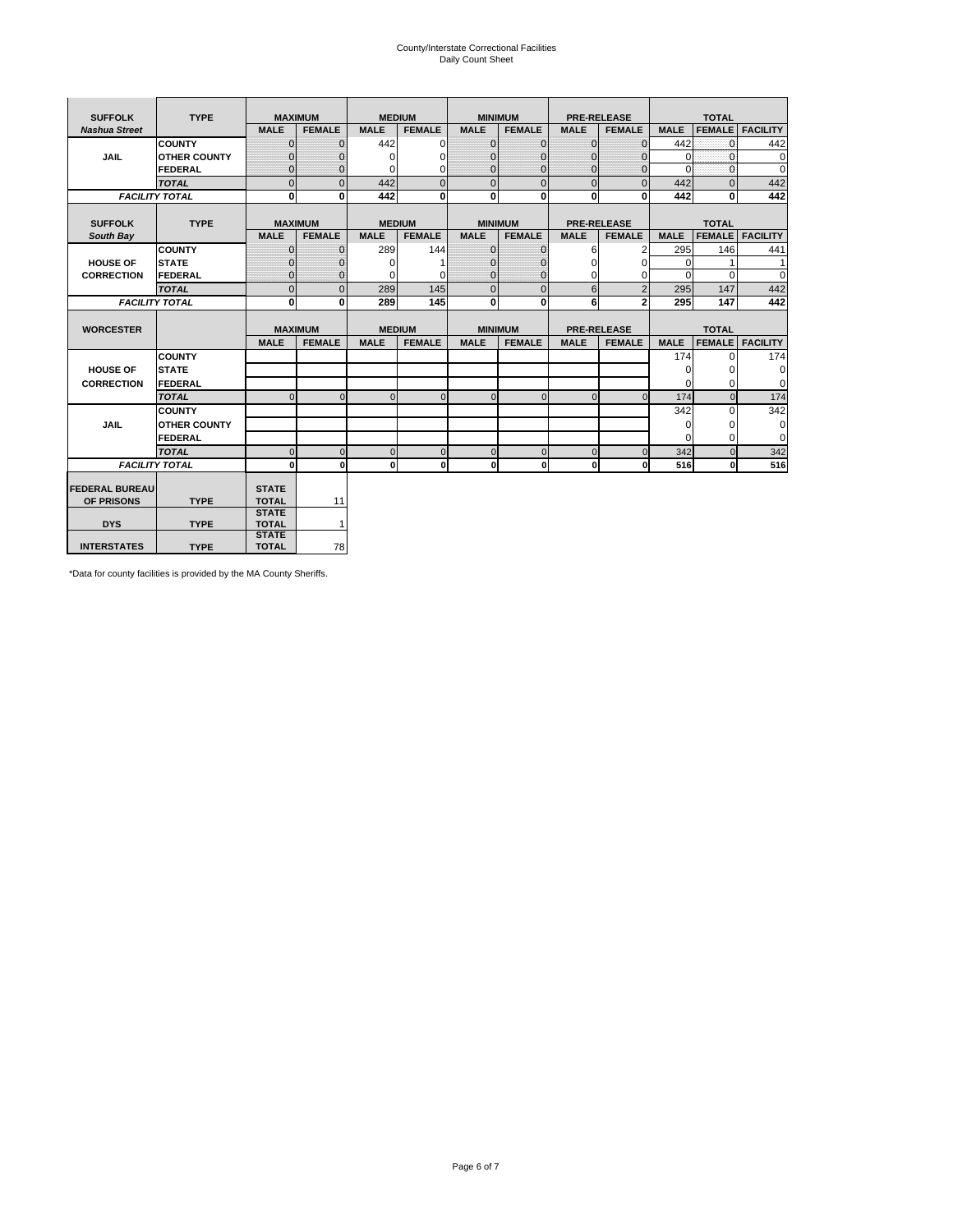# County/Interstate Correctional Facilities
## Daily Count Sheet

| SUFFOLK | TYPE | MAXIMUM | | MEDIUM | | MINIMUM | | PRE-RELEASE | | TOTAL | | |
|---|---|---|---|---|---|---|---|---|---|---|---|---|
| *Nashua Street* | | MALE | FEMALE | MALE | FEMALE | MALE | FEMALE | MALE | FEMALE | MALE | FEMALE | FACILITY |
| JAIL | COUNTY | 0 | 0 | 442 | 0 | 0 | 0 | 0 | 0 | 442 | 0 | 442 |
| | OTHER COUNTY | 0 | 0 | 0 | 0 | 0 | 0 | 0 | 0 | 0 | 0 | 0 |
| | FEDERAL | 0 | 0 | 0 | 0 | 0 | 0 | 0 | 0 | 0 | 0 | 0 |
| | *TOTAL* | 0 | 0 | 442 | 0 | 0 | 0 | 0 | 0 | 442 | 0 | 442 |
| *FACILITY TOTAL* | | 0 | 0 | 442 | 0 | 0 | 0 | 0 | 0 | 442 | 0 | 442 |

| SUFFOLK | TYPE | MAXIMUM | | MEDIUM | | MINIMUM | | PRE-RELEASE | | TOTAL | | |
|---|---|---|---|---|---|---|---|---|---|---|---|---|
| *South Bay* | | MALE | FEMALE | MALE | FEMALE | MALE | FEMALE | MALE | FEMALE | MALE | FEMALE | FACILITY |
| HOUSE OF CORRECTION | COUNTY | 0 | 0 | 289 | 144 | 0 | 0 | 6 | 2 | 295 | 146 | 441 |
| | STATE | 0 | 0 | 0 | 1 | 0 | 0 | 0 | 0 | 0 | 1 | 1 |
| | FEDERAL | 0 | 0 | 0 | 0 | 0 | 0 | 0 | 0 | 0 | 0 | 0 |
| | *TOTAL* | 0 | 0 | 289 | 145 | 0 | 0 | 6 | 2 | 295 | 147 | 442 |
| *FACILITY TOTAL* | | 0 | 0 | 289 | 145 | 0 | 0 | 6 | 2 | 295 | 147 | 442 |

| WORCESTER | | MAXIMUM | | MEDIUM | | MINIMUM | | PRE-RELEASE | | TOTAL | | |
|---|---|---|---|---|---|---|---|---|---|---|---|---|
| | | MALE | FEMALE | MALE | FEMALE | MALE | FEMALE | MALE | FEMALE | MALE | FEMALE | FACILITY |
| HOUSE OF CORRECTION | COUNTY | | | | | | | | | 174 | 0 | 174 |
| | STATE | | | | | | | | | 0 | 0 | 0 |
| | FEDERAL | | | | | | | | | 0 | 0 | 0 |
| | *TOTAL* | 0 | 0 | 0 | 0 | 0 | 0 | 0 | 0 | 174 | 0 | 174 |
| JAIL | COUNTY | | | | | | | | | 342 | 0 | 342 |
| | OTHER COUNTY | | | | | | | | | 0 | 0 | 0 |
| | FEDERAL | | | | | | | | | 0 | 0 | 0 |
| | *TOTAL* | 0 | 0 | 0 | 0 | 0 | 0 | 0 | 0 | 342 | 0 | 342 |
| *FACILITY TOTAL* | | 0 | 0 | 0 | 0 | 0 | 0 | 0 | 0 | 516 | 0 | 516 |

| | TYPE | | |
|---|---|---|---|
| FEDERAL BUREAU OF PRISONS | TYPE | STATE TOTAL | 11 |
| DYS | TYPE | STATE TOTAL | 1 |
| INTERSTATES | TYPE | STATE TOTAL | 78 |

*Data for county facilities is provided by the MA County Sheriffs.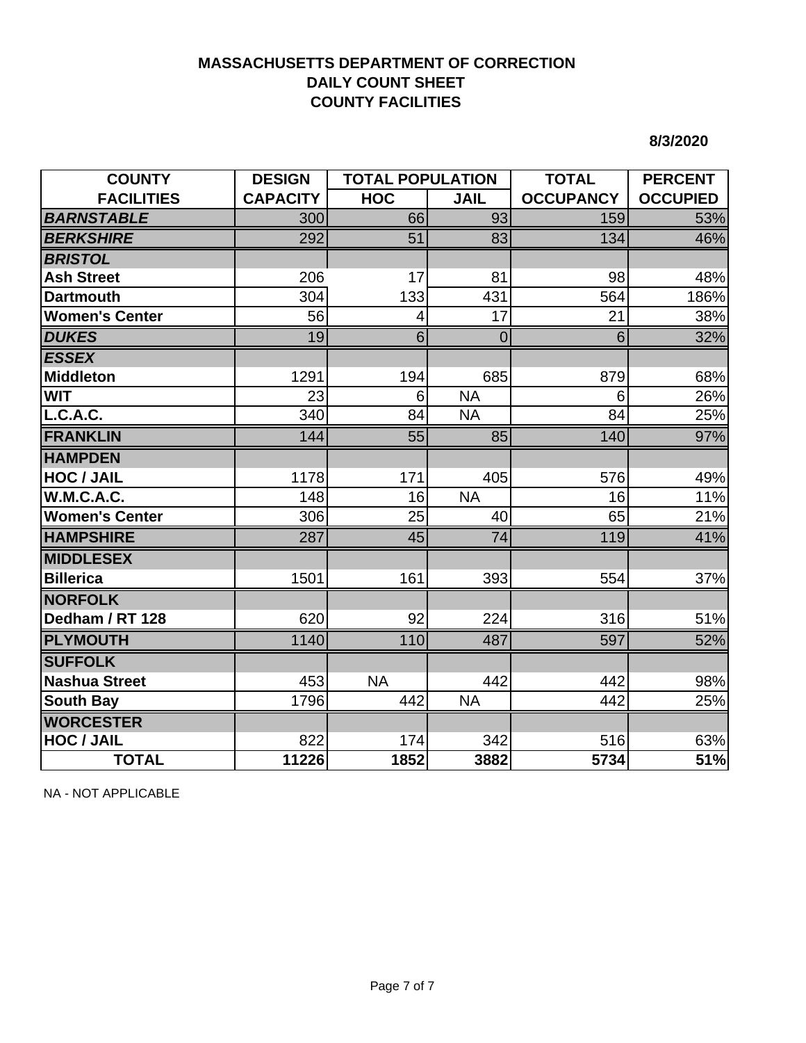# MASSACHUSETTS DEPARTMENT OF CORRECTION
## DAILY COUNT SHEET
## COUNTY FACILITIES

**8/3/2020**

| COUNTY FACILITIES | DESIGN CAPACITY | TOTAL POPULATION | | TOTAL OCCUPANCY | PERCENT OCCUPIED |
|---|---|---|---|---|---|
| | | HOC | JAIL | | |
| ***BARNSTABLE*** | 300 | 66 | 93 | 159 | 53% |
| ***BERKSHIRE*** | 292 | 51 | 83 | 134 | 46% |
| ***BRISTOL*** | | | | | |
| **Ash Street** | 206 | 17 | 81 | 98 | 48% |
| **Dartmouth** | 304 | 133 | 431 | 564 | 186% |
| **Women's Center** | 56 | 4 | 17 | 21 | 38% |
| ***DUKES*** | 19 | 6 | 0 | 6 | 32% |
| ***ESSEX*** | | | | | |
| **Middleton** | 1291 | 194 | 685 | 879 | 68% |
| **WIT** | 23 | 6 | NA | 6 | 26% |
| **L.C.A.C.** | 340 | 84 | NA | 84 | 25% |
| **FRANKLIN** | 144 | 55 | 85 | 140 | 97% |
| **HAMPDEN** | | | | | |
| **HOC / JAIL** | 1178 | 171 | 405 | 576 | 49% |
| **W.M.C.A.C.** | 148 | 16 | NA | 16 | 11% |
| **Women's Center** | 306 | 25 | 40 | 65 | 21% |
| **HAMPSHIRE** | 287 | 45 | 74 | 119 | 41% |
| **MIDDLESEX** | | | | | |
| **Billerica** | 1501 | 161 | 393 | 554 | 37% |
| **NORFOLK** | | | | | |
| **Dedham / RT 128** | 620 | 92 | 224 | 316 | 51% |
| **PLYMOUTH** | 1140 | 110 | 487 | 597 | 52% |
| **SUFFOLK** | | | | | |
| **Nashua Street** | 453 | NA | 442 | 442 | 98% |
| **South Bay** | 1796 | 442 | NA | 442 | 25% |
| **WORCESTER** | | | | | |
| **HOC / JAIL** | 822 | 174 | 342 | 516 | 63% |
| **TOTAL** | **11226** | **1852** | **3882** | **5734** | **51%** |

NA - NOT APPLICABLE